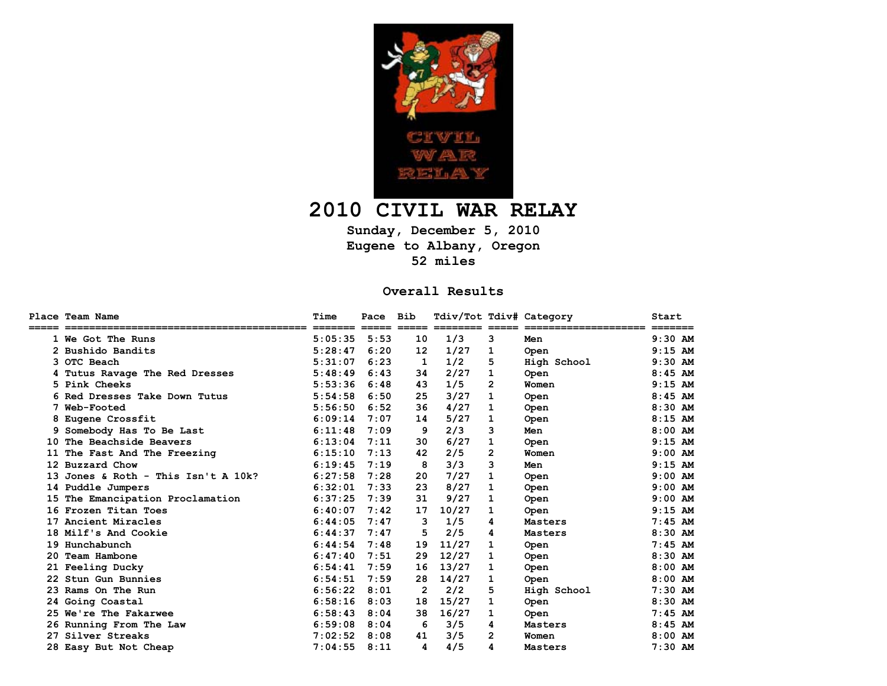# 2010 CIVIL WAR RELAY

**Sunday, December 5, 2010**
**Eugene to Albany, Oregon**
**52 miles**

## Overall Results

| Place | Team Name | Time | Pace | Bib | Tdiv/Tot | Tdiv# | Category | Start |
|---|---|---|---|---|---|---|---|---|
| 1 | We Got The Runs | 5:05:35 | 5:53 | 10 | 1/3 | 3 | Men | 9:30 AM |
| 2 | Bushido Bandits | 5:28:47 | 6:20 | 12 | 1/27 | 1 | Open | 9:15 AM |
| 3 | OTC Beach | 5:31:07 | 6:23 | 1 | 1/2 | 5 | High School | 9:30 AM |
| 4 | Tutus Ravage The Red Dresses | 5:48:49 | 6:43 | 34 | 2/27 | 1 | Open | 8:45 AM |
| 5 | Pink Cheeks | 5:53:36 | 6:48 | 43 | 1/5 | 2 | Women | 9:15 AM |
| 6 | Red Dresses Take Down Tutus | 5:54:58 | 6:50 | 25 | 3/27 | 1 | Open | 8:45 AM |
| 7 | Web-Footed | 5:56:50 | 6:52 | 36 | 4/27 | 1 | Open | 8:30 AM |
| 8 | Eugene Crossfit | 6:09:14 | 7:07 | 14 | 5/27 | 1 | Open | 8:15 AM |
| 9 | Somebody Has To Be Last | 6:11:48 | 7:09 | 9 | 2/3 | 3 | Men | 8:00 AM |
| 10 | The Beachside Beavers | 6:13:04 | 7:11 | 30 | 6/27 | 1 | Open | 9:15 AM |
| 11 | The Fast And The Freezing | 6:15:10 | 7:13 | 42 | 2/5 | 2 | Women | 9:00 AM |
| 12 | Buzzard Chow | 6:19:45 | 7:19 | 8 | 3/3 | 3 | Men | 9:15 AM |
| 13 | Jones & Roth - This Isn't A 10k? | 6:27:58 | 7:28 | 20 | 7/27 | 1 | Open | 9:00 AM |
| 14 | Puddle Jumpers | 6:32:01 | 7:33 | 23 | 8/27 | 1 | Open | 9:00 AM |
| 15 | The Emancipation Proclamation | 6:37:25 | 7:39 | 31 | 9/27 | 1 | Open | 9:00 AM |
| 16 | Frozen Titan Toes | 6:40:07 | 7:42 | 17 | 10/27 | 1 | Open | 9:15 AM |
| 17 | Ancient Miracles | 6:44:05 | 7:47 | 3 | 1/5 | 4 | Masters | 7:45 AM |
| 18 | Milf's And Cookie | 6:44:37 | 7:47 | 5 | 2/5 | 4 | Masters | 8:30 AM |
| 19 | Hunchabunch | 6:44:54 | 7:48 | 19 | 11/27 | 1 | Open | 7:45 AM |
| 20 | Team Hambone | 6:47:40 | 7:51 | 29 | 12/27 | 1 | Open | 8:30 AM |
| 21 | Feeling Ducky | 6:54:41 | 7:59 | 16 | 13/27 | 1 | Open | 8:00 AM |
| 22 | Stun Gun Bunnies | 6:54:51 | 7:59 | 28 | 14/27 | 1 | Open | 8:00 AM |
| 23 | Rams On The Run | 6:56:22 | 8:01 | 2 | 2/2 | 5 | High School | 7:30 AM |
| 24 | Going Coastal | 6:58:16 | 8:03 | 18 | 15/27 | 1 | Open | 8:30 AM |
| 25 | We're The Fakarwee | 6:58:43 | 8:04 | 38 | 16/27 | 1 | Open | 7:45 AM |
| 26 | Running From The Law | 6:59:08 | 8:04 | 6 | 3/5 | 4 | Masters | 8:45 AM |
| 27 | Silver Streaks | 7:02:52 | 8:08 | 41 | 3/5 | 2 | Women | 8:00 AM |
| 28 | Easy But Not Cheap | 7:04:55 | 8:11 | 4 | 4/5 | 4 | Masters | 7:30 AM |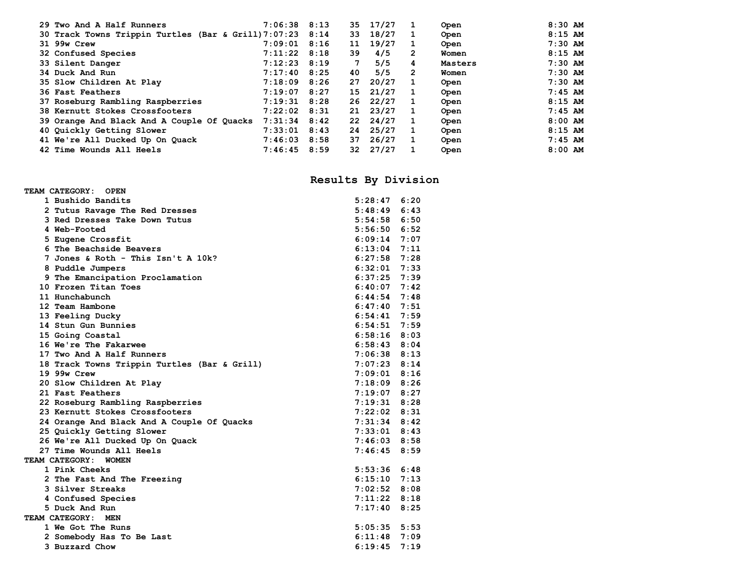| | | | | | | | | |
|---|---|---|---|---|---|---|---|---|
| 29 | Two And A Half Runners | 7:06:38 | 8:13 | 35 | 17/27 | 1 | Open | 8:30 AM |
| 30 | Track Towns Trippin Turtles (Bar & Grill) | 7:07:23 | 8:14 | 33 | 18/27 | 1 | Open | 8:15 AM |
| 31 | 99w Crew | 7:09:01 | 8:16 | 11 | 19/27 | 1 | Open | 7:30 AM |
| 32 | Confused Species | 7:11:22 | 8:18 | 39 | 4/5 | 2 | Women | 8:15 AM |
| 33 | Silent Danger | 7:12:23 | 8:19 | 7 | 5/5 | 4 | Masters | 7:30 AM |
| 34 | Duck And Run | 7:17:40 | 8:25 | 40 | 5/5 | 2 | Women | 7:30 AM |
| 35 | Slow Children At Play | 7:18:09 | 8:26 | 27 | 20/27 | 1 | Open | 7:30 AM |
| 36 | Fast Feathers | 7:19:07 | 8:27 | 15 | 21/27 | 1 | Open | 7:45 AM |
| 37 | Roseburg Rambling Raspberries | 7:19:31 | 8:28 | 26 | 22/27 | 1 | Open | 8:15 AM |
| 38 | Kernutt Stokes Crossfooters | 7:22:02 | 8:31 | 21 | 23/27 | 1 | Open | 7:45 AM |
| 39 | Orange And Black And A Couple Of Quacks | 7:31:34 | 8:42 | 22 | 24/27 | 1 | Open | 8:00 AM |
| 40 | Quickly Getting Slower | 7:33:01 | 8:43 | 24 | 25/27 | 1 | Open | 8:15 AM |
| 41 | We're All Ducked Up On Quack | 7:46:03 | 8:58 | 37 | 26/27 | 1 | Open | 7:45 AM |
| 42 | Time Wounds All Heels | 7:46:45 | 8:59 | 32 | 27/27 | 1 | Open | 8:00 AM |

## Results By Division

**TEAM CATEGORY: OPEN**

| | | | |
|---|---|---|---|
| 1 | Bushido Bandits | 5:28:47 | 6:20 |
| 2 | Tutus Ravage The Red Dresses | 5:48:49 | 6:43 |
| 3 | Red Dresses Take Down Tutus | 5:54:58 | 6:50 |
| 4 | Web-Footed | 5:56:50 | 6:52 |
| 5 | Eugene Crossfit | 6:09:14 | 7:07 |
| 6 | The Beachside Beavers | 6:13:04 | 7:11 |
| 7 | Jones & Roth - This Isn't A 10k? | 6:27:58 | 7:28 |
| 8 | Puddle Jumpers | 6:32:01 | 7:33 |
| 9 | The Emancipation Proclamation | 6:37:25 | 7:39 |
| 10 | Frozen Titan Toes | 6:40:07 | 7:42 |
| 11 | Hunchabunch | 6:44:54 | 7:48 |
| 12 | Team Hambone | 6:47:40 | 7:51 |
| 13 | Feeling Ducky | 6:54:41 | 7:59 |
| 14 | Stun Gun Bunnies | 6:54:51 | 7:59 |
| 15 | Going Coastal | 6:58:16 | 8:03 |
| 16 | We're The Fakarwee | 6:58:43 | 8:04 |
| 17 | Two And A Half Runners | 7:06:38 | 8:13 |
| 18 | Track Towns Trippin Turtles (Bar & Grill) | 7:07:23 | 8:14 |
| 19 | 99w Crew | 7:09:01 | 8:16 |
| 20 | Slow Children At Play | 7:18:09 | 8:26 |
| 21 | Fast Feathers | 7:19:07 | 8:27 |
| 22 | Roseburg Rambling Raspberries | 7:19:31 | 8:28 |
| 23 | Kernutt Stokes Crossfooters | 7:22:02 | 8:31 |
| 24 | Orange And Black And A Couple Of Quacks | 7:31:34 | 8:42 |
| 25 | Quickly Getting Slower | 7:33:01 | 8:43 |
| 26 | We're All Ducked Up On Quack | 7:46:03 | 8:58 |
| 27 | Time Wounds All Heels | 7:46:45 | 8:59 |

**TEAM CATEGORY: WOMEN**

| | | | |
|---|---|---|---|
| 1 | Pink Cheeks | 5:53:36 | 6:48 |
| 2 | The Fast And The Freezing | 6:15:10 | 7:13 |
| 3 | Silver Streaks | 7:02:52 | 8:08 |
| 4 | Confused Species | 7:11:22 | 8:18 |
| 5 | Duck And Run | 7:17:40 | 8:25 |

**TEAM CATEGORY: MEN**

| | | | |
|---|---|---|---|
| 1 | We Got The Runs | 5:05:35 | 5:53 |
| 2 | Somebody Has To Be Last | 6:11:48 | 7:09 |
| 3 | Buzzard Chow | 6:19:45 | 7:19 |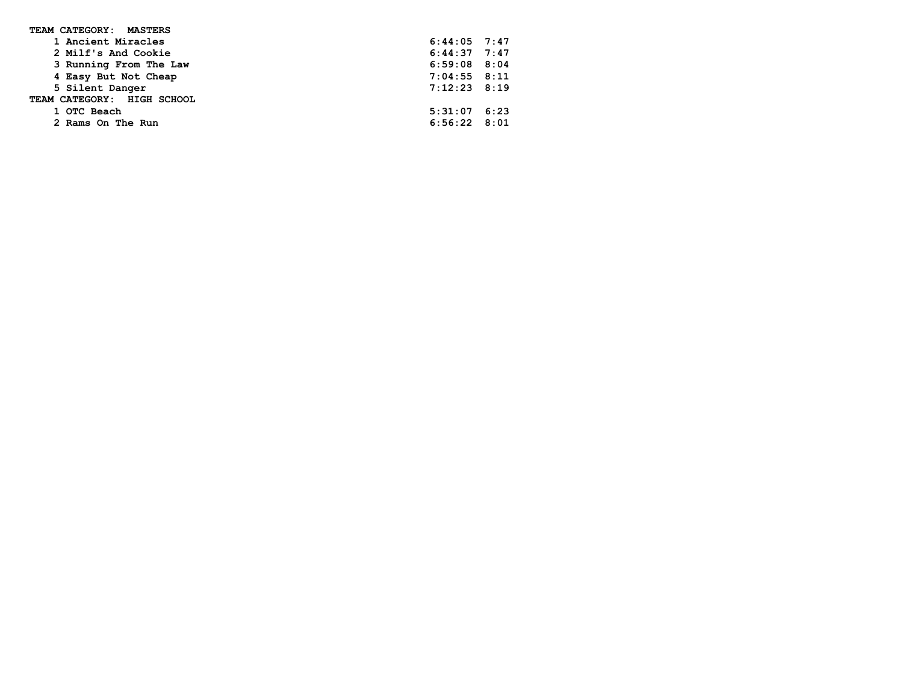**TEAM CATEGORY: MASTERS**

| | | | |
|---|---|---|---|
| 1 | Ancient Miracles | 6:44:05 | 7:47 |
| 2 | Milf's And Cookie | 6:44:37 | 7:47 |
| 3 | Running From The Law | 6:59:08 | 8:04 |
| 4 | Easy But Not Cheap | 7:04:55 | 8:11 |
| 5 | Silent Danger | 7:12:23 | 8:19 |

**TEAM CATEGORY: HIGH SCHOOL**

| | | | |
|---|---|---|---|
| 1 | OTC Beach | 5:31:07 | 6:23 |
| 2 | Rams On The Run | 6:56:22 | 8:01 |